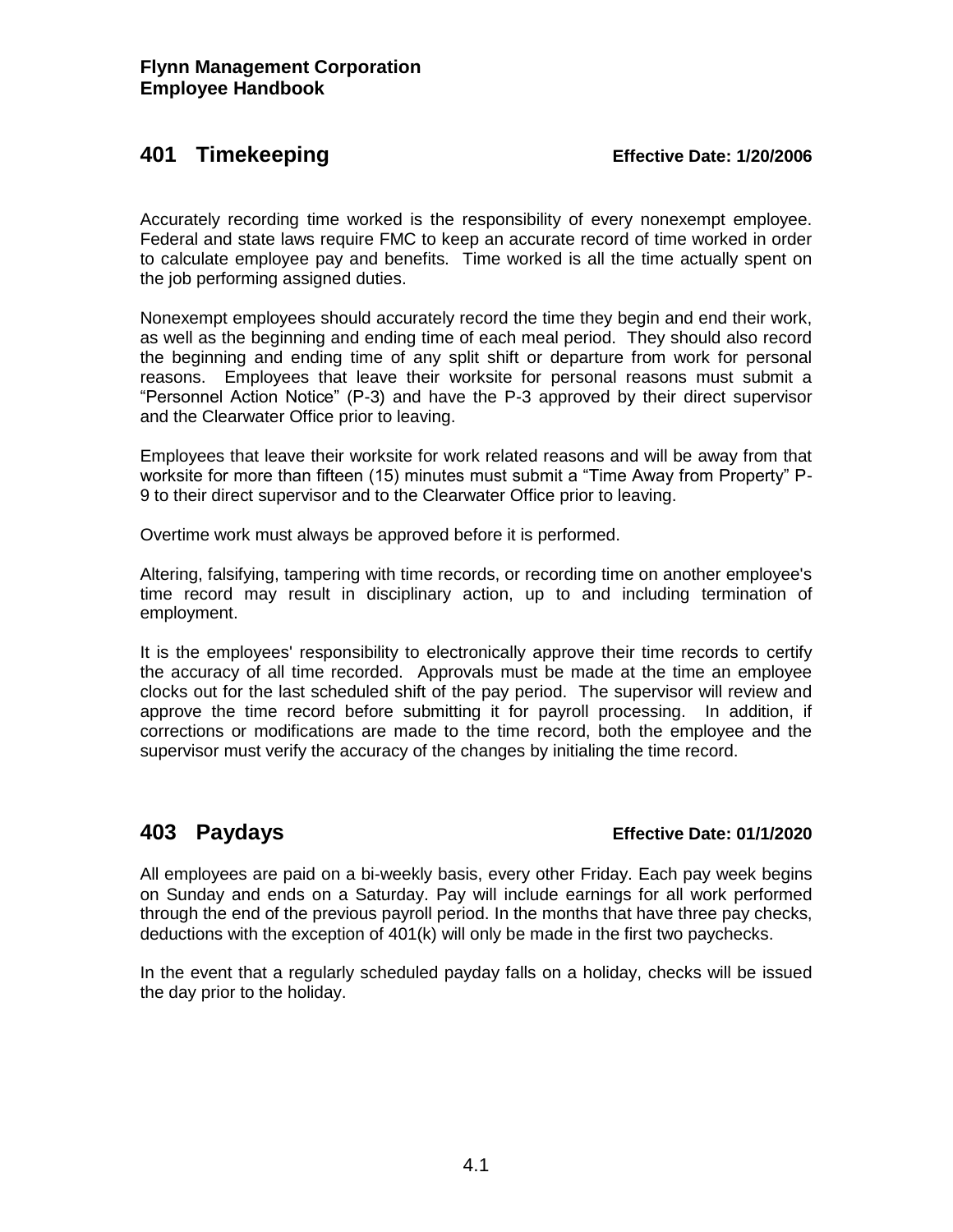**Flynn Management Corporation**
**Employee Handbook**

## 401 Timekeeping **Effective Date: 1/20/2006**

Accurately recording time worked is the responsibility of every nonexempt employee. Federal and state laws require FMC to keep an accurate record of time worked in order to calculate employee pay and benefits. Time worked is all the time actually spent on the job performing assigned duties.

Nonexempt employees should accurately record the time they begin and end their work, as well as the beginning and ending time of each meal period. They should also record the beginning and ending time of any split shift or departure from work for personal reasons. Employees that leave their worksite for personal reasons must submit a "Personnel Action Notice" (P-3) and have the P-3 approved by their direct supervisor and the Clearwater Office prior to leaving.

Employees that leave their worksite for work related reasons and will be away from that worksite for more than fifteen (15) minutes must submit a "Time Away from Property" P-9 to their direct supervisor and to the Clearwater Office prior to leaving.

Overtime work must always be approved before it is performed.

Altering, falsifying, tampering with time records, or recording time on another employee's time record may result in disciplinary action, up to and including termination of employment.

It is the employees' responsibility to electronically approve their time records to certify the accuracy of all time recorded. Approvals must be made at the time an employee clocks out for the last scheduled shift of the pay period. The supervisor will review and approve the time record before submitting it for payroll processing. In addition, if corrections or modifications are made to the time record, both the employee and the supervisor must verify the accuracy of the changes by initialing the time record.

## 403 Paydays **Effective Date: 01/1/2020**

All employees are paid on a bi-weekly basis, every other Friday. Each pay week begins on Sunday and ends on a Saturday. Pay will include earnings for all work performed through the end of the previous payroll period. In the months that have three pay checks, deductions with the exception of 401(k) will only be made in the first two paychecks.

In the event that a regularly scheduled payday falls on a holiday, checks will be issued the day prior to the holiday.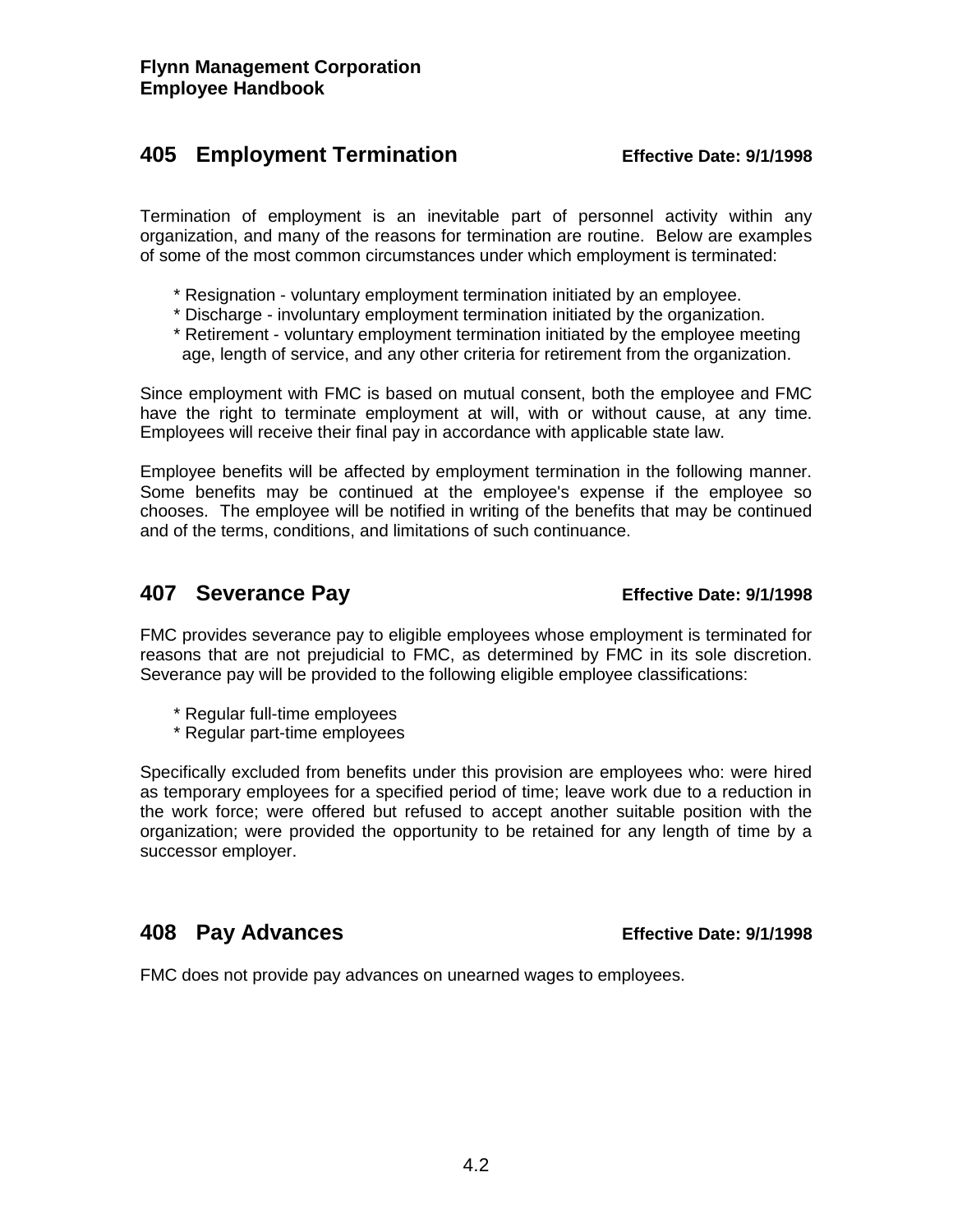**Flynn Management Corporation**
**Employee Handbook**

## 405 Employment Termination

**Effective Date: 9/1/1998**

Termination of employment is an inevitable part of personnel activity within any organization, and many of the reasons for termination are routine. Below are examples of some of the most common circumstances under which employment is terminated:

* Resignation - voluntary employment termination initiated by an employee.
* Discharge - involuntary employment termination initiated by the organization.
* Retirement - voluntary employment termination initiated by the employee meeting age, length of service, and any other criteria for retirement from the organization.

Since employment with FMC is based on mutual consent, both the employee and FMC have the right to terminate employment at will, with or without cause, at any time. Employees will receive their final pay in accordance with applicable state law.

Employee benefits will be affected by employment termination in the following manner. Some benefits may be continued at the employee's expense if the employee so chooses. The employee will be notified in writing of the benefits that may be continued and of the terms, conditions, and limitations of such continuance.

## 407 Severance Pay

**Effective Date: 9/1/1998**

FMC provides severance pay to eligible employees whose employment is terminated for reasons that are not prejudicial to FMC, as determined by FMC in its sole discretion. Severance pay will be provided to the following eligible employee classifications:

* Regular full-time employees
* Regular part-time employees

Specifically excluded from benefits under this provision are employees who: were hired as temporary employees for a specified period of time; leave work due to a reduction in the work force; were offered but refused to accept another suitable position with the organization; were provided the opportunity to be retained for any length of time by a successor employer.

## 408 Pay Advances

**Effective Date: 9/1/1998**

FMC does not provide pay advances on unearned wages to employees.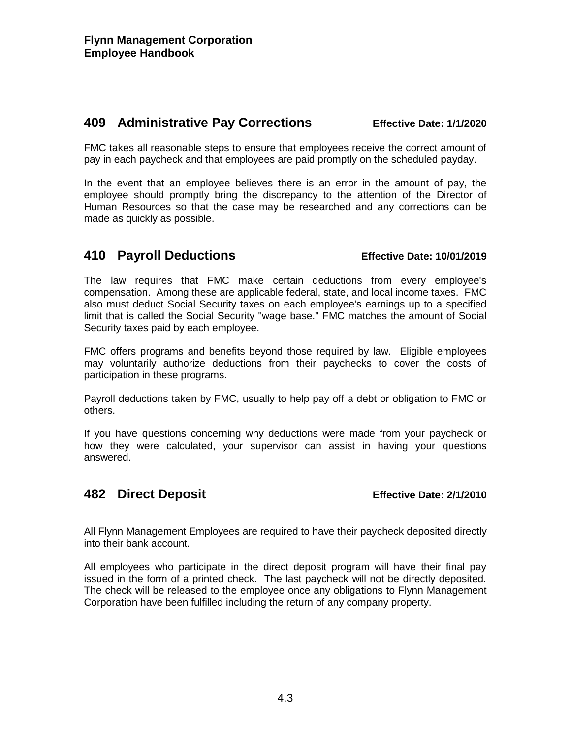## 409 Administrative Pay Corrections

**Effective Date: 1/1/2020**

FMC takes all reasonable steps to ensure that employees receive the correct amount of pay in each paycheck and that employees are paid promptly on the scheduled payday.

In the event that an employee believes there is an error in the amount of pay, the employee should promptly bring the discrepancy to the attention of the Director of Human Resources so that the case may be researched and any corrections can be made as quickly as possible.

## 410 Payroll Deductions

**Effective Date: 10/01/2019**

The law requires that FMC make certain deductions from every employee's compensation. Among these are applicable federal, state, and local income taxes. FMC also must deduct Social Security taxes on each employee's earnings up to a specified limit that is called the Social Security "wage base." FMC matches the amount of Social Security taxes paid by each employee.

FMC offers programs and benefits beyond those required by law. Eligible employees may voluntarily authorize deductions from their paychecks to cover the costs of participation in these programs.

Payroll deductions taken by FMC, usually to help pay off a debt or obligation to FMC or others.

If you have questions concerning why deductions were made from your paycheck or how they were calculated, your supervisor can assist in having your questions answered.

## 482 Direct Deposit

**Effective Date: 2/1/2010**

All Flynn Management Employees are required to have their paycheck deposited directly into their bank account.

All employees who participate in the direct deposit program will have their final pay issued in the form of a printed check. The last paycheck will not be directly deposited. The check will be released to the employee once any obligations to Flynn Management Corporation have been fulfilled including the return of any company property.